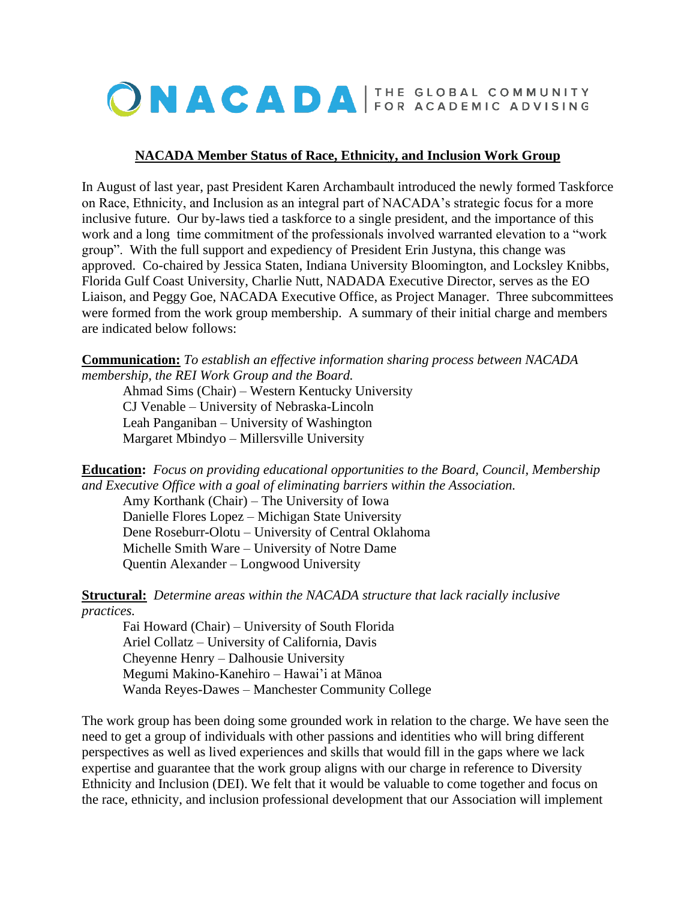NACADA | THE GLOBAL COMMUNITY FOR ACADEMIC ADVISING

# NACADA Member Status of Race, Ethnicity, and Inclusion Work Group

In August of last year, past President Karen Archambault introduced the newly formed Taskforce on Race, Ethnicity, and Inclusion as an integral part of NACADA's strategic focus for a more inclusive future. Our by-laws tied a taskforce to a single president, and the importance of this work and a long time commitment of the professionals involved warranted elevation to a "work group". With the full support and expediency of President Erin Justyna, this change was approved. Co-chaired by Jessica Staten, Indiana University Bloomington, and Locksley Knibbs, Florida Gulf Coast University, Charlie Nutt, NADADA Executive Director, serves as the EO Liaison, and Peggy Goe, NACADA Executive Office, as Project Manager. Three subcommittees were formed from the work group membership. A summary of their initial charge and members are indicated below follows:

**Communication:** *To establish an effective information sharing process between NACADA membership, the REI Work Group and the Board.*

- Ahmad Sims (Chair) – Western Kentucky University
- CJ Venable – University of Nebraska-Lincoln
- Leah Panganiban – University of Washington
- Margaret Mbindyo – Millersville University

**Education:** *Focus on providing educational opportunities to the Board, Council, Membership and Executive Office with a goal of eliminating barriers within the Association.*

- Amy Korthank (Chair) – The University of Iowa
- Danielle Flores Lopez – Michigan State University
- Dene Roseburr-Olotu – University of Central Oklahoma
- Michelle Smith Ware – University of Notre Dame
- Quentin Alexander – Longwood University

**Structural:** *Determine areas within the NACADA structure that lack racially inclusive practices.*

- Fai Howard (Chair) – University of South Florida
- Ariel Collatz – University of California, Davis
- Cheyenne Henry – Dalhousie University
- Megumi Makino-Kanehiro – Hawai'i at Mānoa
- Wanda Reyes-Dawes – Manchester Community College

The work group has been doing some grounded work in relation to the charge. We have seen the need to get a group of individuals with other passions and identities who will bring different perspectives as well as lived experiences and skills that would fill in the gaps where we lack expertise and guarantee that the work group aligns with our charge in reference to Diversity Ethnicity and Inclusion (DEI). We felt that it would be valuable to come together and focus on the race, ethnicity, and inclusion professional development that our Association will implement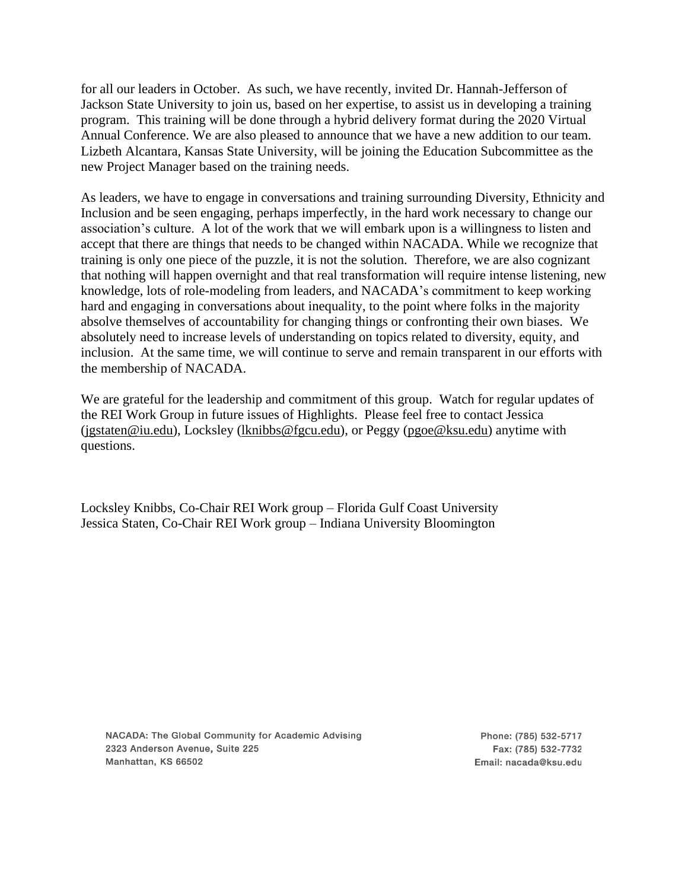for all our leaders in October. As such, we have recently, invited Dr. Hannah-Jefferson of Jackson State University to join us, based on her expertise, to assist us in developing a training program. This training will be done through a hybrid delivery format during the 2020 Virtual Annual Conference. We are also pleased to announce that we have a new addition to our team. Lizbeth Alcantara, Kansas State University, will be joining the Education Subcommittee as the new Project Manager based on the training needs.

As leaders, we have to engage in conversations and training surrounding Diversity, Ethnicity and Inclusion and be seen engaging, perhaps imperfectly, in the hard work necessary to change our association's culture. A lot of the work that we will embark upon is a willingness to listen and accept that there are things that needs to be changed within NACADA. While we recognize that training is only one piece of the puzzle, it is not the solution. Therefore, we are also cognizant that nothing will happen overnight and that real transformation will require intense listening, new knowledge, lots of role-modeling from leaders, and NACADA's commitment to keep working hard and engaging in conversations about inequality, to the point where folks in the majority absolve themselves of accountability for changing things or confronting their own biases. We absolutely need to increase levels of understanding on topics related to diversity, equity, and inclusion. At the same time, we will continue to serve and remain transparent in our efforts with the membership of NACADA.

We are grateful for the leadership and commitment of this group. Watch for regular updates of the REI Work Group in future issues of Highlights. Please feel free to contact Jessica (jgstaten@iu.edu), Locksley (lknibbs@fgcu.edu), or Peggy (pgoe@ksu.edu) anytime with questions.

Locksley Knibbs, Co-Chair REI Work group – Florida Gulf Coast University
Jessica Staten, Co-Chair REI Work group – Indiana University Bloomington

NACADA: The Global Community for Academic Advising
2323 Anderson Avenue, Suite 225
Manhattan, KS 66502

Phone: (785) 532-5717
Fax: (785) 532-7732
Email: nacada@ksu.edu